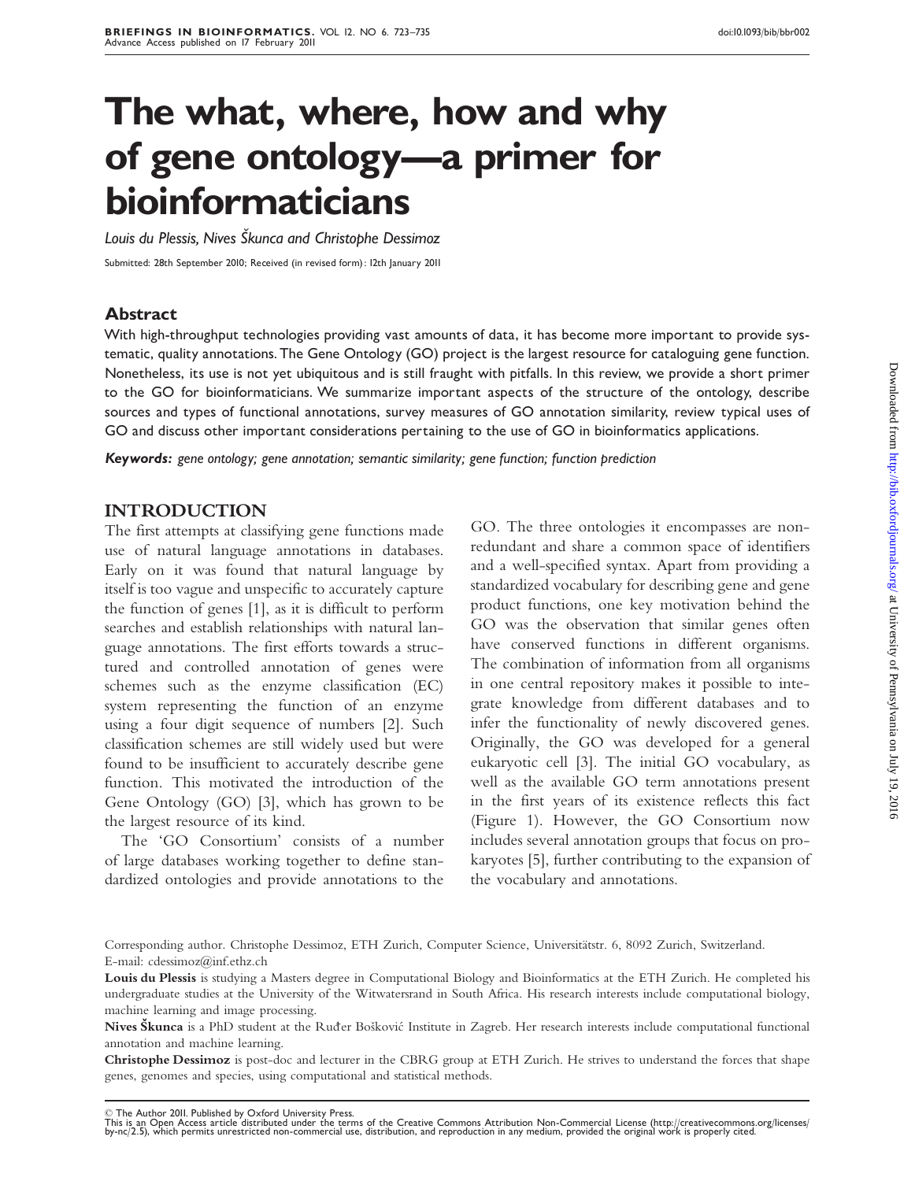# The what, where, how and why of gene ontology—a primer for bioinformaticians

*Louis du Plessis, Nives Škunca and Christophe Dessimoz*

Submitted: 28th September 2010; Received (in revised form): 12th January 2011

## Abstract

With high-throughput technologies providing vast amounts of data, it has become more important to provide systematic, quality annotations. The Gene Ontology (GO) project is the largest resource for cataloguing gene function. Nonetheless, its use is not yet ubiquitous and is still fraught with pitfalls. In this review, we provide a short primer to the GO for bioinformaticians. We summarize important aspects of the structure of the ontology, describe sources and types of functional annotations, survey measures of GO annotation similarity, review typical uses of GO and discuss other important considerations pertaining to the use of GO in bioinformatics applications.

***Keywords:*** *gene ontology; gene annotation; semantic similarity; gene function; function prediction*

## INTRODUCTION

The first attempts at classifying gene functions made use of natural language annotations in databases. Early on it was found that natural language by itself is too vague and unspecific to accurately capture the function of genes [1], as it is difficult to perform searches and establish relationships with natural language annotations. The first efforts towards a structured and controlled annotation of genes were schemes such as the enzyme classification (EC) system representing the function of an enzyme using a four digit sequence of numbers [2]. Such classification schemes are still widely used but were found to be insufficient to accurately describe gene function. This motivated the introduction of the Gene Ontology (GO) [3], which has grown to be the largest resource of its kind.

The 'GO Consortium' consists of a number of large databases working together to define standardized ontologies and provide annotations to the GO. The three ontologies it encompasses are non-redundant and share a common space of identifiers and a well-specified syntax. Apart from providing a standardized vocabulary for describing gene and gene product functions, one key motivation behind the GO was the observation that similar genes often have conserved functions in different organisms. The combination of information from all organisms in one central repository makes it possible to integrate knowledge from different databases and to infer the functionality of newly discovered genes. Originally, the GO was developed for a general eukaryotic cell [3]. The initial GO vocabulary, as well as the available GO term annotations present in the first years of its existence reflects this fact (Figure 1). However, the GO Consortium now includes several annotation groups that focus on prokaryotes [5], further contributing to the expansion of the vocabulary and annotations.

Corresponding author. Christophe Dessimoz, ETH Zurich, Computer Science, Universitätstr. 6, 8092 Zurich, Switzerland. E-mail: cdessimoz@inf.ethz.ch

**Louis du Plessis** is studying a Masters degree in Computational Biology and Bioinformatics at the ETH Zurich. He completed his undergraduate studies at the University of the Witwatersrand in South Africa. His research interests include computational biology, machine learning and image processing.

**Nives Škunca** is a PhD student at the Ruđer Bošković Institute in Zagreb. Her research interests include computational functional annotation and machine learning.

**Christophe Dessimoz** is post-doc and lecturer in the CBRG group at ETH Zurich. He strives to understand the forces that shape genes, genomes and species, using computational and statistical methods.

© The Author 2011. Published by Oxford University Press.
This is an Open Access article distributed under the terms of the Creative Commons Attribution Non-Commercial License (http://creativecommons.org/licenses/by-nc/2.5), which permits unrestricted non-commercial use, distribution, and reproduction in any medium, provided the original work is properly cited.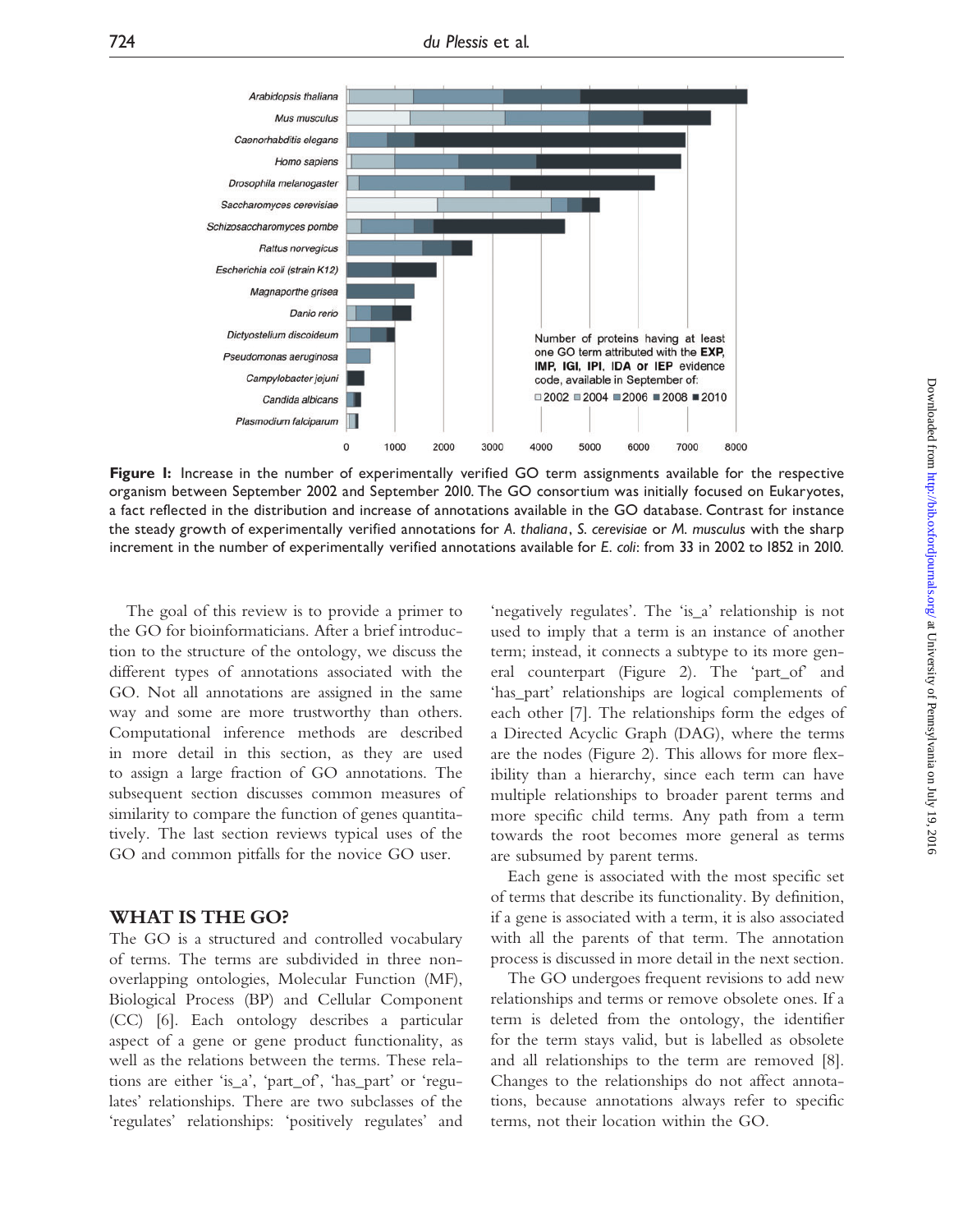**Figure 1:** Increase in the number of experimentally verified GO term assignments available for the respective organism between September 2002 and September 2010. The GO consortium was initially focused on Eukaryotes, a fact reflected in the distribution and increase of annotations available in the GO database. Contrast for instance the steady growth of experimentally verified annotations for *A. thaliana*, *S. cerevisiae* or *M. musculus* with the sharp increment in the number of experimentally verified annotations available for *E. coli*: from 33 in 2002 to 1852 in 2010.

The goal of this review is to provide a primer to the GO for bioinformaticians. After a brief introduction to the structure of the ontology, we discuss the different types of annotations associated with the GO. Not all annotations are assigned in the same way and some are more trustworthy than others. Computational inference methods are described in more detail in this section, as they are used to assign a large fraction of GO annotations. The subsequent section discusses common measures of similarity to compare the function of genes quantitatively. The last section reviews typical uses of the GO and common pitfalls for the novice GO user.

## WHAT IS THE GO?

The GO is a structured and controlled vocabulary of terms. The terms are subdivided in three non-overlapping ontologies, Molecular Function (MF), Biological Process (BP) and Cellular Component (CC) [6]. Each ontology describes a particular aspect of a gene or gene product functionality, as well as the relations between the terms. These relations are either 'is_a', 'part_of', 'has_part' or 'regulates' relationships. There are two subclasses of the 'regulates' relationships: 'positively regulates' and 'negatively regulates'. The 'is_a' relationship is not used to imply that a term is an instance of another term; instead, it connects a subtype to its more general counterpart (Figure 2). The 'part_of' and 'has_part' relationships are logical complements of each other [7]. The relationships form the edges of a Directed Acyclic Graph (DAG), where the terms are the nodes (Figure 2). This allows for more flexibility than a hierarchy, since each term can have multiple relationships to broader parent terms and more specific child terms. Any path from a term towards the root becomes more general as terms are subsumed by parent terms.

Each gene is associated with the most specific set of terms that describe its functionality. By definition, if a gene is associated with a term, it is also associated with all the parents of that term. The annotation process is discussed in more detail in the next section.

The GO undergoes frequent revisions to add new relationships and terms or remove obsolete ones. If a term is deleted from the ontology, the identifier for the term stays valid, but is labelled as obsolete and all relationships to the term are removed [8]. Changes to the relationships do not affect annotations, because annotations always refer to specific terms, not their location within the GO.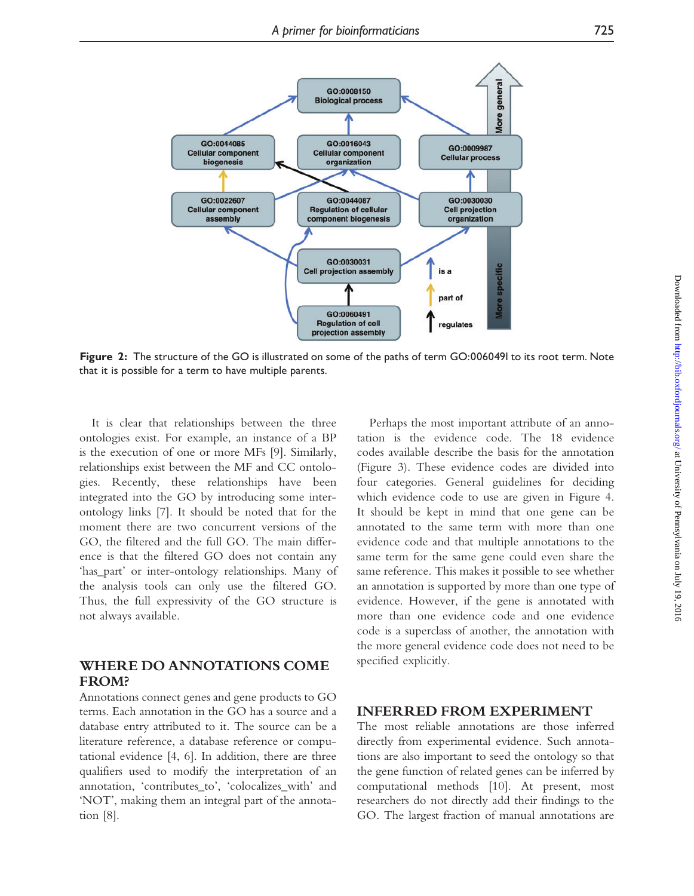Figure 2: The structure of the GO is illustrated on some of the paths of term GO:0060491 to its root term. Note that it is possible for a term to have multiple parents.

It is clear that relationships between the three ontologies exist. For example, an instance of a BP is the execution of one or more MFs [9]. Similarly, relationships exist between the MF and CC ontologies. Recently, these relationships have been integrated into the GO by introducing some inter-ontology links [7]. It should be noted that for the moment there are two concurrent versions of the GO, the filtered and the full GO. The main difference is that the filtered GO does not contain any 'has_part' or inter-ontology relationships. Many of the analysis tools can only use the filtered GO. Thus, the full expressivity of the GO structure is not always available.

## WHERE DO ANNOTATIONS COME FROM?

Annotations connect genes and gene products to GO terms. Each annotation in the GO has a source and a database entry attributed to it. The source can be a literature reference, a database reference or computational evidence [4, 6]. In addition, there are three qualifiers used to modify the interpretation of an annotation, 'contributes_to', 'colocalizes_with' and 'NOT', making them an integral part of the annotation [8].

Perhaps the most important attribute of an annotation is the evidence code. The 18 evidence codes available describe the basis for the annotation (Figure 3). These evidence codes are divided into four categories. General guidelines for deciding which evidence code to use are given in Figure 4. It should be kept in mind that one gene can be annotated to the same term with more than one evidence code and that multiple annotations to the same term for the same gene could even share the same reference. This makes it possible to see whether an annotation is supported by more than one type of evidence. However, if the gene is annotated with more than one evidence code and one evidence code is a superclass of another, the annotation with the more general evidence code does not need to be specified explicitly.

## INFERRED FROM EXPERIMENT

The most reliable annotations are those inferred directly from experimental evidence. Such annotations are also important to seed the ontology so that the gene function of related genes can be inferred by computational methods [10]. At present, most researchers do not directly add their findings to the GO. The largest fraction of manual annotations are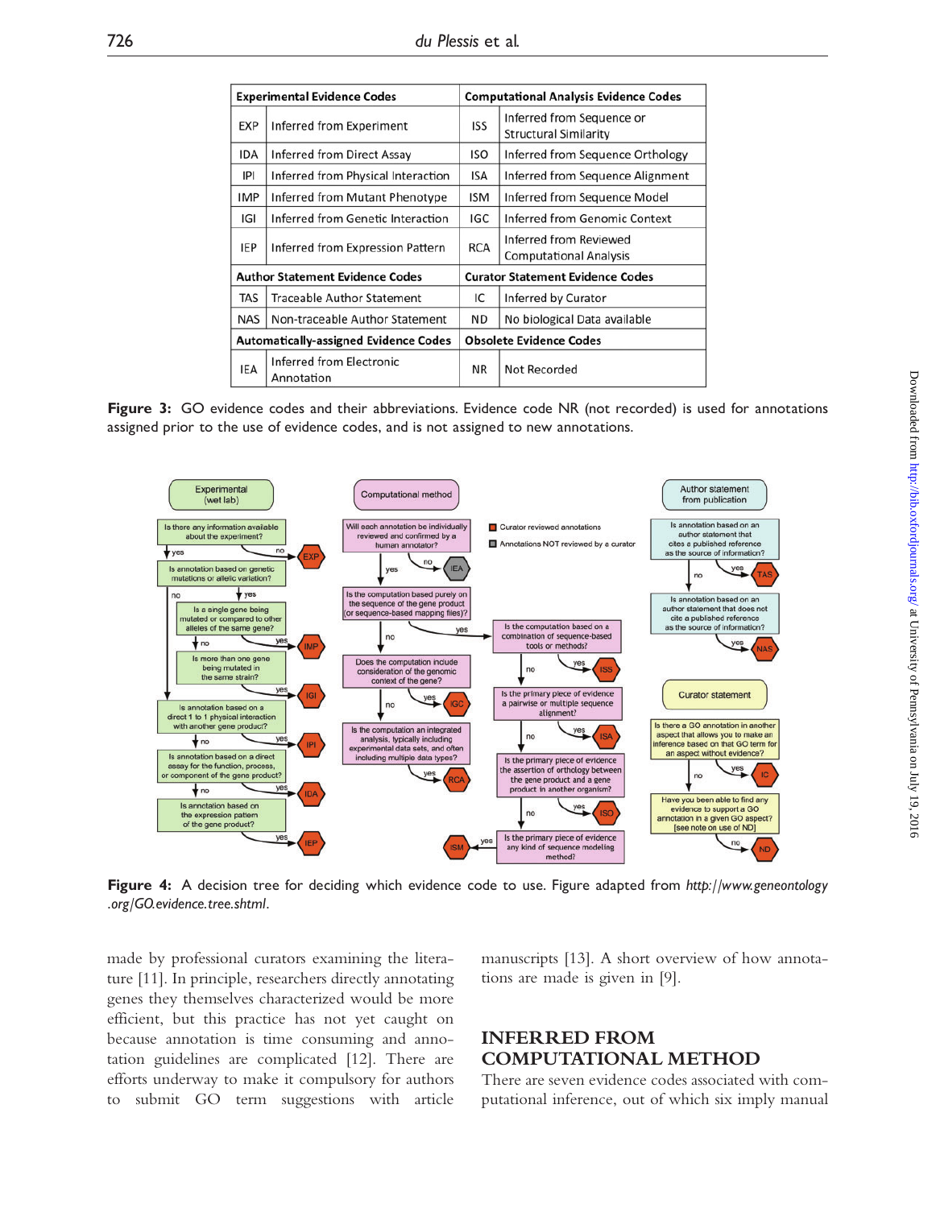| Experimental Evidence Codes | | Computational Analysis Evidence Codes | |
|---|---|---|---|
| EXP | Inferred from Experiment | ISS | Inferred from Sequence or Structural Similarity |
| IDA | Inferred from Direct Assay | ISO | Inferred from Sequence Orthology |
| IPI | Inferred from Physical Interaction | ISA | Inferred from Sequence Alignment |
| IMP | Inferred from Mutant Phenotype | ISM | Inferred from Sequence Model |
| IGI | Inferred from Genetic Interaction | IGC | Inferred from Genomic Context |
| IEP | Inferred from Expression Pattern | RCA | Inferred from Reviewed Computational Analysis |
| **Author Statement Evidence Codes** | | **Curator Statement Evidence Codes** | |
| TAS | Traceable Author Statement | IC | Inferred by Curator |
| NAS | Non-traceable Author Statement | ND | No biological Data available |
| **Automatically-assigned Evidence Codes** | | **Obsolete Evidence Codes** | |
| IEA | Inferred from Electronic Annotation | NR | Not Recorded |

**Figure 3:** GO evidence codes and their abbreviations. Evidence code NR (not recorded) is used for annotations assigned prior to the use of evidence codes, and is not assigned to new annotations.

**Figure 4:** A decision tree for deciding which evidence code to use. Figure adapted from *http://www.geneontology.org/GO.evidence.tree.shtml*.

made by professional curators examining the literature [11]. In principle, researchers directly annotating genes they themselves characterized would be more efficient, but this practice has not yet caught on because annotation is time consuming and annotation guidelines are complicated [12]. There are efforts underway to make it compulsory for authors to submit GO term suggestions with article manuscripts [13]. A short overview of how annotations are made is given in [9].

## INFERRED FROM COMPUTATIONAL METHOD

There are seven evidence codes associated with computational inference, out of which six imply manual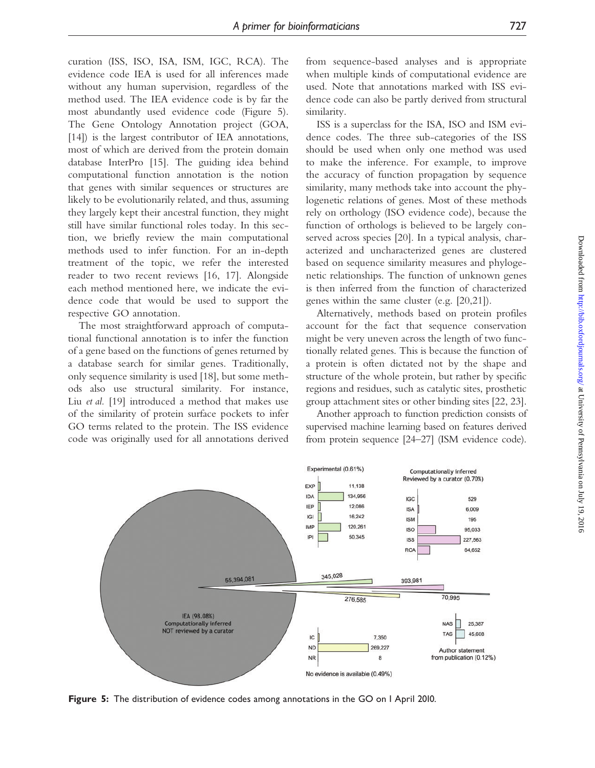curation (ISS, ISO, ISA, ISM, IGC, RCA). The evidence code IEA is used for all inferences made without any human supervision, regardless of the method used. The IEA evidence code is by far the most abundantly used evidence code (Figure 5). The Gene Ontology Annotation project (GOA, [14]) is the largest contributor of IEA annotations, most of which are derived from the protein domain database InterPro [15]. The guiding idea behind computational function annotation is the notion that genes with similar sequences or structures are likely to be evolutionarily related, and thus, assuming they largely kept their ancestral function, they might still have similar functional roles today. In this section, we briefly review the main computational methods used to infer function. For an in-depth treatment of the topic, we refer the interested reader to two recent reviews [16, 17]. Alongside each method mentioned here, we indicate the evidence code that would be used to support the respective GO annotation.

The most straightforward approach of computational functional annotation is to infer the function of a gene based on the functions of genes returned by a database search for similar genes. Traditionally, only sequence similarity is used [18], but some methods also use structural similarity. For instance, Liu *et al.* [19] introduced a method that makes use of the similarity of protein surface pockets to infer GO terms related to the protein. The ISS evidence code was originally used for all annotations derived from sequence-based analyses and is appropriate when multiple kinds of computational evidence are used. Note that annotations marked with ISS evidence code can also be partly derived from structural similarity.

ISS is a superclass for the ISA, ISO and ISM evidence codes. The three sub-categories of the ISS should be used when only one method was used to make the inference. For example, to improve the accuracy of function propagation by sequence similarity, many methods take into account the phylogenetic relations of genes. Most of these methods rely on orthology (ISO evidence code), because the function of orthologs is believed to be largely conserved across species [20]. In a typical analysis, characterized and uncharacterized genes are clustered based on sequence similarity measures and phylogenetic relationships. The function of unknown genes is then inferred from the function of characterized genes within the same cluster (e.g. [20,21]).

Alternatively, methods based on protein profiles account for the fact that sequence conservation might be very uneven across the length of two functionally related genes. This is because the function of a protein is often dictated not by the shape and structure of the whole protein, but rather by specific regions and residues, such as catalytic sites, prosthetic group attachment sites or other binding sites [22, 23].

Another approach to function prediction consists of supervised machine learning based on features derived from protein sequence [24–27] (ISM evidence code).

**Figure 5:** The distribution of evidence codes among annotations in the GO on 1 April 2010.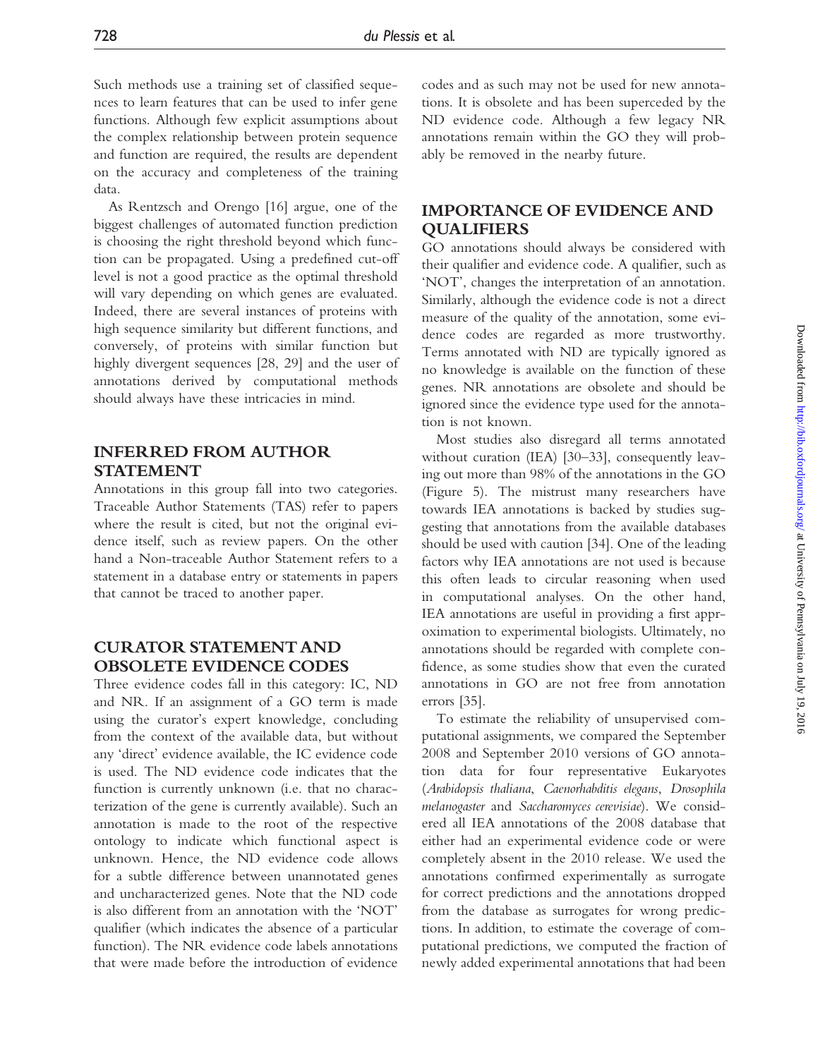Such methods use a training set of classified sequences to learn features that can be used to infer gene functions. Although few explicit assumptions about the complex relationship between protein sequence and function are required, the results are dependent on the accuracy and completeness of the training data.

As Rentzsch and Orengo [16] argue, one of the biggest challenges of automated function prediction is choosing the right threshold beyond which function can be propagated. Using a predefined cut-off level is not a good practice as the optimal threshold will vary depending on which genes are evaluated. Indeed, there are several instances of proteins with high sequence similarity but different functions, and conversely, of proteins with similar function but highly divergent sequences [28, 29] and the user of annotations derived by computational methods should always have these intricacies in mind.

## INFERRED FROM AUTHOR STATEMENT

Annotations in this group fall into two categories. Traceable Author Statements (TAS) refer to papers where the result is cited, but not the original evidence itself, such as review papers. On the other hand a Non-traceable Author Statement refers to a statement in a database entry or statements in papers that cannot be traced to another paper.

## CURATOR STATEMENT AND OBSOLETE EVIDENCE CODES

Three evidence codes fall in this category: IC, ND and NR. If an assignment of a GO term is made using the curator's expert knowledge, concluding from the context of the available data, but without any 'direct' evidence available, the IC evidence code is used. The ND evidence code indicates that the function is currently unknown (i.e. that no characterization of the gene is currently available). Such an annotation is made to the root of the respective ontology to indicate which functional aspect is unknown. Hence, the ND evidence code allows for a subtle difference between unannotated genes and uncharacterized genes. Note that the ND code is also different from an annotation with the 'NOT' qualifier (which indicates the absence of a particular function). The NR evidence code labels annotations that were made before the introduction of evidence codes and as such may not be used for new annotations. It is obsolete and has been superceded by the ND evidence code. Although a few legacy NR annotations remain within the GO they will probably be removed in the nearby future.

## IMPORTANCE OF EVIDENCE AND QUALIFIERS

GO annotations should always be considered with their qualifier and evidence code. A qualifier, such as 'NOT', changes the interpretation of an annotation. Similarly, although the evidence code is not a direct measure of the quality of the annotation, some evidence codes are regarded as more trustworthy. Terms annotated with ND are typically ignored as no knowledge is available on the function of these genes. NR annotations are obsolete and should be ignored since the evidence type used for the annotation is not known.

Most studies also disregard all terms annotated without curation (IEA) [30–33], consequently leaving out more than 98% of the annotations in the GO (Figure 5). The mistrust many researchers have towards IEA annotations is backed by studies suggesting that annotations from the available databases should be used with caution [34]. One of the leading factors why IEA annotations are not used is because this often leads to circular reasoning when used in computational analyses. On the other hand, IEA annotations are useful in providing a first approximation to experimental biologists. Ultimately, no annotations should be regarded with complete confidence, as some studies show that even the curated annotations in GO are not free from annotation errors [35].

To estimate the reliability of unsupervised computational assignments, we compared the September 2008 and September 2010 versions of GO annotation data for four representative Eukaryotes (*Arabidopsis thaliana*, *Caenorhabditis elegans*, *Drosophila melanogaster* and *Saccharomyces cerevisiae*). We considered all IEA annotations of the 2008 database that either had an experimental evidence code or were completely absent in the 2010 release. We used the annotations confirmed experimentally as surrogate for correct predictions and the annotations dropped from the database as surrogates for wrong predictions. In addition, to estimate the coverage of computational predictions, we computed the fraction of newly added experimental annotations that had been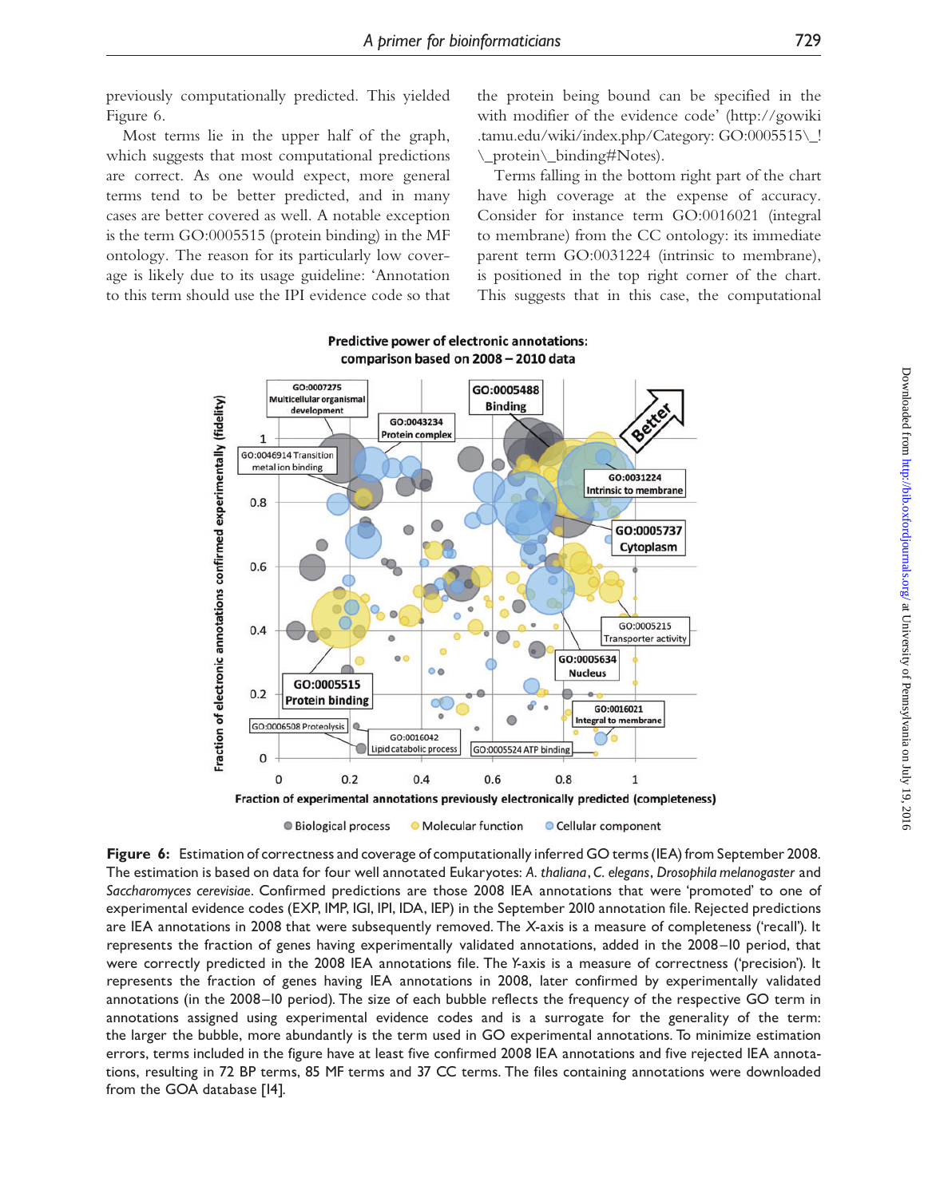previously computationally predicted. This yielded Figure 6.

Most terms lie in the upper half of the graph, which suggests that most computational predictions are correct. As one would expect, more general terms tend to be better predicted, and in many cases are better covered as well. A notable exception is the term GO:0005515 (protein binding) in the MF ontology. The reason for its particularly low coverage is likely due to its usage guideline: 'Annotation to this term should use the IPI evidence code so that the protein being bound can be specified in the with modifier of the evidence code' (http://gowiki.tamu.edu/wiki/index.php/Category: GO:0005515\_!\_protein\_binding#Notes).

Terms falling in the bottom right part of the chart have high coverage at the expense of accuracy. Consider for instance term GO:0016021 (integral to membrane) from the CC ontology: its immediate parent term GO:0031224 (intrinsic to membrane), is positioned in the top right corner of the chart. This suggests that in this case, the computational

**Figure 6:** Estimation of correctness and coverage of computationally inferred GO terms (IEA) from September 2008. The estimation is based on data for four well annotated Eukaryotes: *A. thaliana*, *C. elegans*, *Drosophila melanogaster* and *Saccharomyces cerevisiae*. Confirmed predictions are those 2008 IEA annotations that were 'promoted' to one of experimental evidence codes (EXP, IMP, IGI, IPI, IDA, IEP) in the September 2010 annotation file. Rejected predictions are IEA annotations in 2008 that were subsequently removed. The *X*-axis is a measure of completeness ('recall'). It represents the fraction of genes having experimentally validated annotations, added in the 2008–10 period, that were correctly predicted in the 2008 IEA annotations file. The *Y*-axis is a measure of correctness ('precision'). It represents the fraction of genes having IEA annotations in 2008, later confirmed by experimentally validated annotations (in the 2008–10 period). The size of each bubble reflects the frequency of the respective GO term in annotations assigned using experimental evidence codes and is a surrogate for the generality of the term: the larger the bubble, more abundantly is the term used in GO experimental annotations. To minimize estimation errors, terms included in the figure have at least five confirmed 2008 IEA annotations and five rejected IEA annotations, resulting in 72 BP terms, 85 MF terms and 37 CC terms. The files containing annotations were downloaded from the GOA database [14].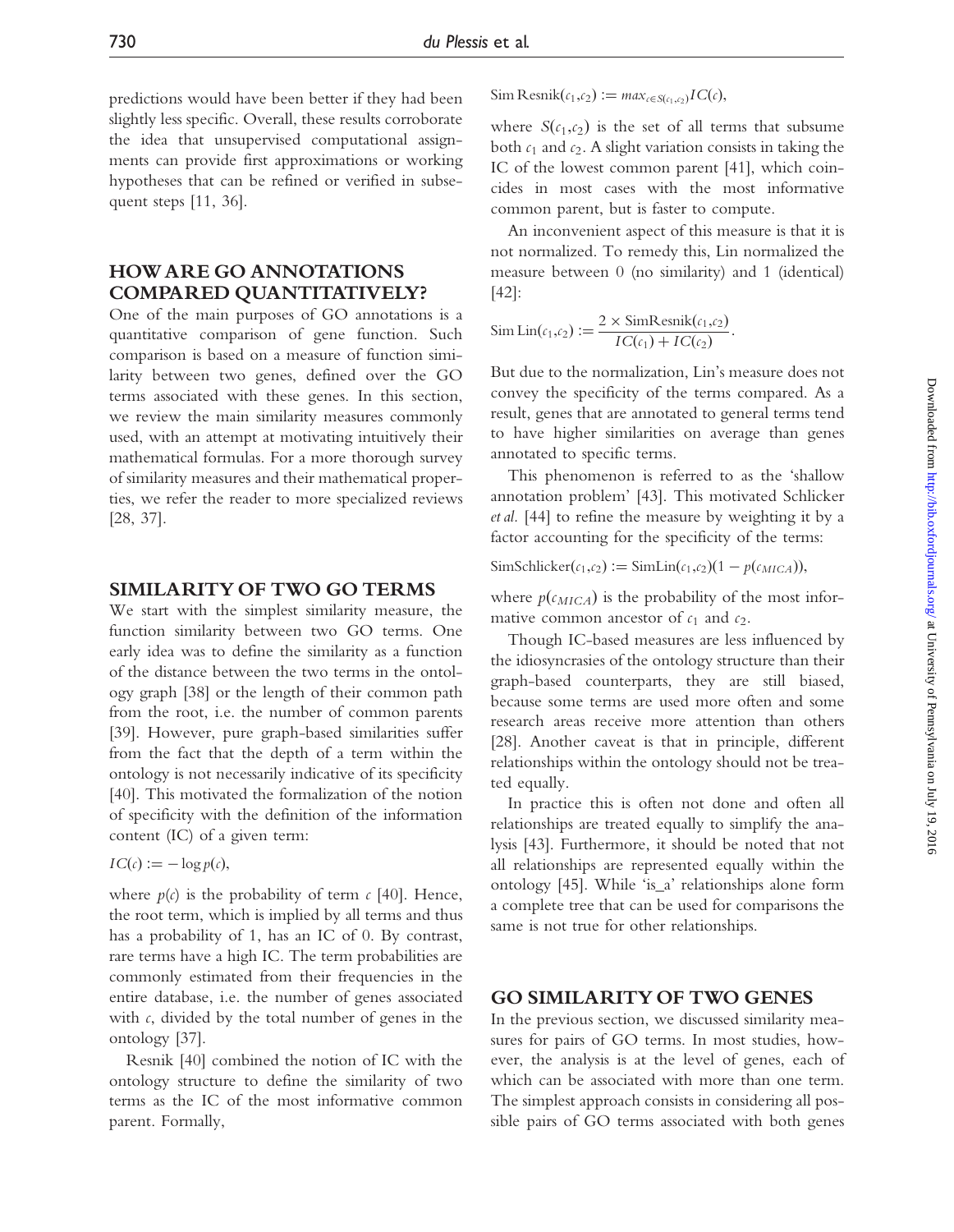predictions would have been better if they had been slightly less specific. Overall, these results corroborate the idea that unsupervised computational assignments can provide first approximations or working hypotheses that can be refined or verified in subsequent steps [11, 36].

## HOW ARE GO ANNOTATIONS COMPARED QUANTITATIVELY?

One of the main purposes of GO annotations is a quantitative comparison of gene function. Such comparison is based on a measure of function similarity between two genes, defined over the GO terms associated with these genes. In this section, we review the main similarity measures commonly used, with an attempt at motivating intuitively their mathematical formulas. For a more thorough survey of similarity measures and their mathematical properties, we refer the reader to more specialized reviews [28, 37].

## SIMILARITY OF TWO GO TERMS

We start with the simplest similarity measure, the function similarity between two GO terms. One early idea was to define the similarity as a function of the distance between the two terms in the ontology graph [38] or the length of their common path from the root, i.e. the number of common parents [39]. However, pure graph-based similarities suffer from the fact that the depth of a term within the ontology is not necessarily indicative of its specificity [40]. This motivated the formalization of the notion of specificity with the definition of the information content (IC) of a given term:

$$IC(c) := -\log p(c),$$

where $p(c)$ is the probability of term $c$ [40]. Hence, the root term, which is implied by all terms and thus has a probability of 1, has an IC of 0. By contrast, rare terms have a high IC. The term probabilities are commonly estimated from their frequencies in the entire database, i.e. the number of genes associated with $c$, divided by the total number of genes in the ontology [37].

Resnik [40] combined the notion of IC with the ontology structure to define the similarity of two terms as the IC of the most informative common parent. Formally,

$$\text{Sim Resnik}(c_1, c_2) := max_{c \in S(c_1, c_2)} IC(c),$$

where $S(c_1, c_2)$ is the set of all terms that subsume both $c_1$ and $c_2$. A slight variation consists in taking the IC of the lowest common parent [41], which coincides in most cases with the most informative common parent, but is faster to compute.

An inconvenient aspect of this measure is that it is not normalized. To remedy this, Lin normalized the measure between 0 (no similarity) and 1 (identical) [42]:

$$\text{Sim Lin}(c_1, c_2) := \frac{2 \times \text{SimResnik}(c_1, c_2)}{IC(c_1) + IC(c_2)}.$$

But due to the normalization, Lin's measure does not convey the specificity of the terms compared. As a result, genes that are annotated to general terms tend to have higher similarities on average than genes annotated to specific terms.

This phenomenon is referred to as the 'shallow annotation problem' [43]. This motivated Schlicker *et al.* [44] to refine the measure by weighting it by a factor accounting for the specificity of the terms:

$$\text{SimSchlicker}(c_1, c_2) := \text{SimLin}(c_1, c_2)(1 - p(c_{MICA})),$$

where $p(c_{MICA})$ is the probability of the most informative common ancestor of $c_1$ and $c_2$.

Though IC-based measures are less influenced by the idiosyncracies of the ontology structure than their graph-based counterparts, they are still biased, because some terms are used more often and some research areas receive more attention than others [28]. Another caveat is that in principle, different relationships within the ontology should not be treated equally.

In practice this is often not done and often all relationships are treated equally to simplify the analysis [43]. Furthermore, it should be noted that not all relationships are represented equally within the ontology [45]. While 'is_a' relationships alone form a complete tree that can be used for comparisons the same is not true for other relationships.

## GO SIMILARITY OF TWO GENES

In the previous section, we discussed similarity measures for pairs of GO terms. In most studies, however, the analysis is at the level of genes, each of which can be associated with more than one term. The simplest approach consists in considering all possible pairs of GO terms associated with both genes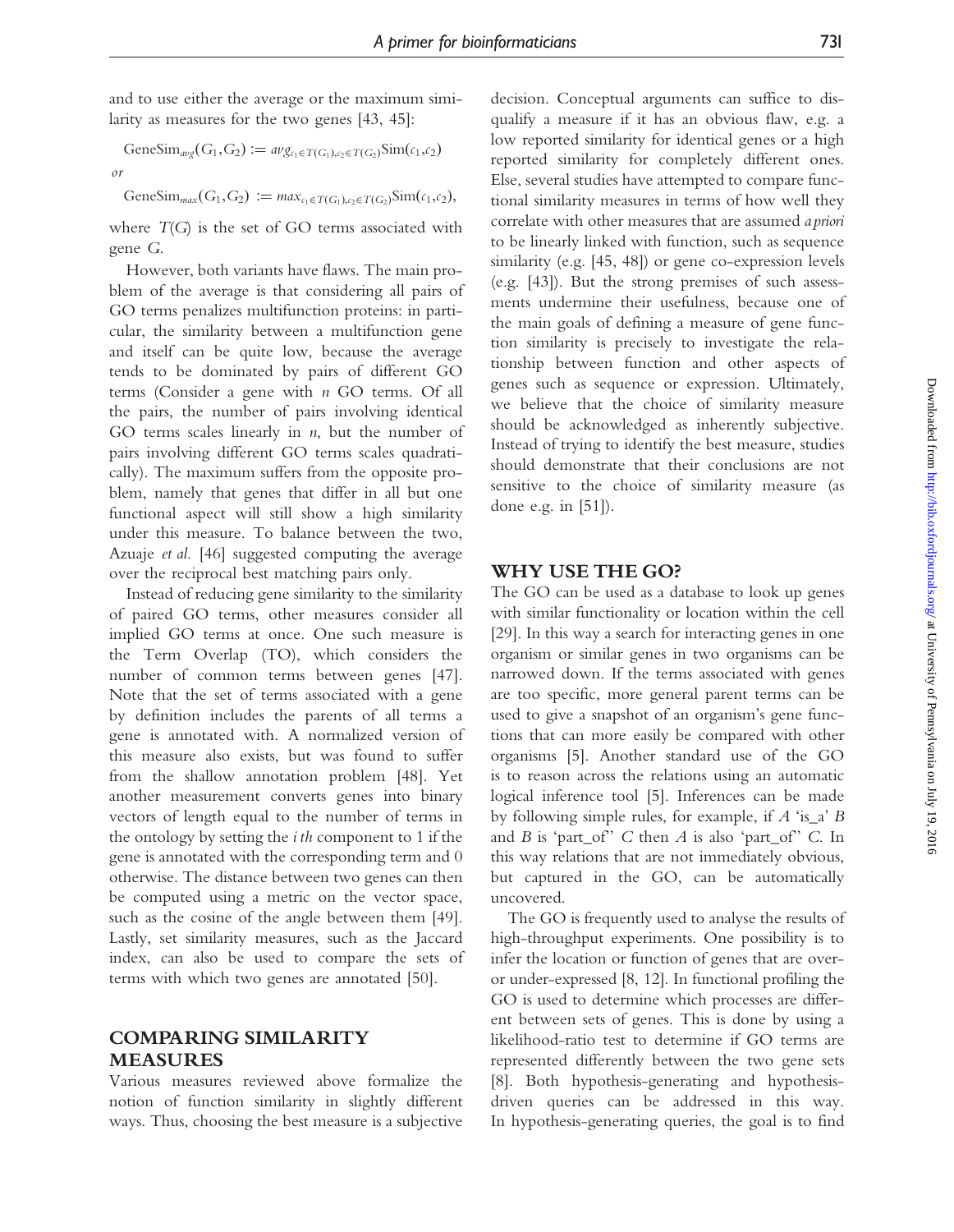and to use either the average or the maximum similarity as measures for the two genes [43, 45]:

$$\text{GeneSim}_{avg}(G_1,G_2) := avg_{c_1 \in T(G_1), c_2 \in T(G_2)}\text{Sim}(c_1,c_2)$$

*or*

$$\text{GeneSim}_{max}(G_1,G_2) := max_{c_1 \in T(G_1), c_2 \in T(G_2)}\text{Sim}(c_1,c_2),$$

where $T(G)$ is the set of GO terms associated with gene $G$.

However, both variants have flaws. The main problem of the average is that considering all pairs of GO terms penalizes multifunction proteins: in particular, the similarity between a multifunction gene and itself can be quite low, because the average tends to be dominated by pairs of different GO terms (Consider a gene with $n$ GO terms. Of all the pairs, the number of pairs involving identical GO terms scales linearly in $n$, but the number of pairs involving different GO terms scales quadratically). The maximum suffers from the opposite problem, namely that genes that differ in all but one functional aspect will still show a high similarity under this measure. To balance between the two, Azuaje *et al.* [46] suggested computing the average over the reciprocal best matching pairs only.

Instead of reducing gene similarity to the similarity of paired GO terms, other measures consider all implied GO terms at once. One such measure is the Term Overlap (TO), which considers the number of common terms between genes [47]. Note that the set of terms associated with a gene by definition includes the parents of all terms a gene is annotated with. A normalized version of this measure also exists, but was found to suffer from the shallow annotation problem [48]. Yet another measurement converts genes into binary vectors of length equal to the number of terms in the ontology by setting the *i th* component to 1 if the gene is annotated with the corresponding term and 0 otherwise. The distance between two genes can then be computed using a metric on the vector space, such as the cosine of the angle between them [49]. Lastly, set similarity measures, such as the Jaccard index, can also be used to compare the sets of terms with which two genes are annotated [50].

## COMPARING SIMILARITY MEASURES

Various measures reviewed above formalize the notion of function similarity in slightly different ways. Thus, choosing the best measure is a subjective decision. Conceptual arguments can suffice to disqualify a measure if it has an obvious flaw, e.g. a low reported similarity for identical genes or a high reported similarity for completely different ones. Else, several studies have attempted to compare functional similarity measures in terms of how well they correlate with other measures that are assumed *a priori* to be linearly linked with function, such as sequence similarity (e.g. [45, 48]) or gene co-expression levels (e.g. [43]). But the strong premises of such assessments undermine their usefulness, because one of the main goals of defining a measure of gene function similarity is precisely to investigate the relationship between function and other aspects of genes such as sequence or expression. Ultimately, we believe that the choice of similarity measure should be acknowledged as inherently subjective. Instead of trying to identify the best measure, studies should demonstrate that their conclusions are not sensitive to the choice of similarity measure (as done e.g. in [51]).

## WHY USE THE GO?

The GO can be used as a database to look up genes with similar functionality or location within the cell [29]. In this way a search for interacting genes in one organism or similar genes in two organisms can be narrowed down. If the terms associated with genes are too specific, more general parent terms can be used to give a snapshot of an organism's gene functions that can more easily be compared with other organisms [5]. Another standard use of the GO is to reason across the relations using an automatic logical inference tool [5]. Inferences can be made by following simple rules, for example, if $A$ 'is_a' $B$ and $B$ is 'part_of' $C$ then $A$ is also 'part_of' $C$. In this way relations that are not immediately obvious, but captured in the GO, can be automatically uncovered.

The GO is frequently used to analyse the results of high-throughput experiments. One possibility is to infer the location or function of genes that are over- or under-expressed [8, 12]. In functional profiling the GO is used to determine which processes are different between sets of genes. This is done by using a likelihood-ratio test to determine if GO terms are represented differently between the two gene sets [8]. Both hypothesis-generating and hypothesis-driven queries can be addressed in this way. In hypothesis-generating queries, the goal is to find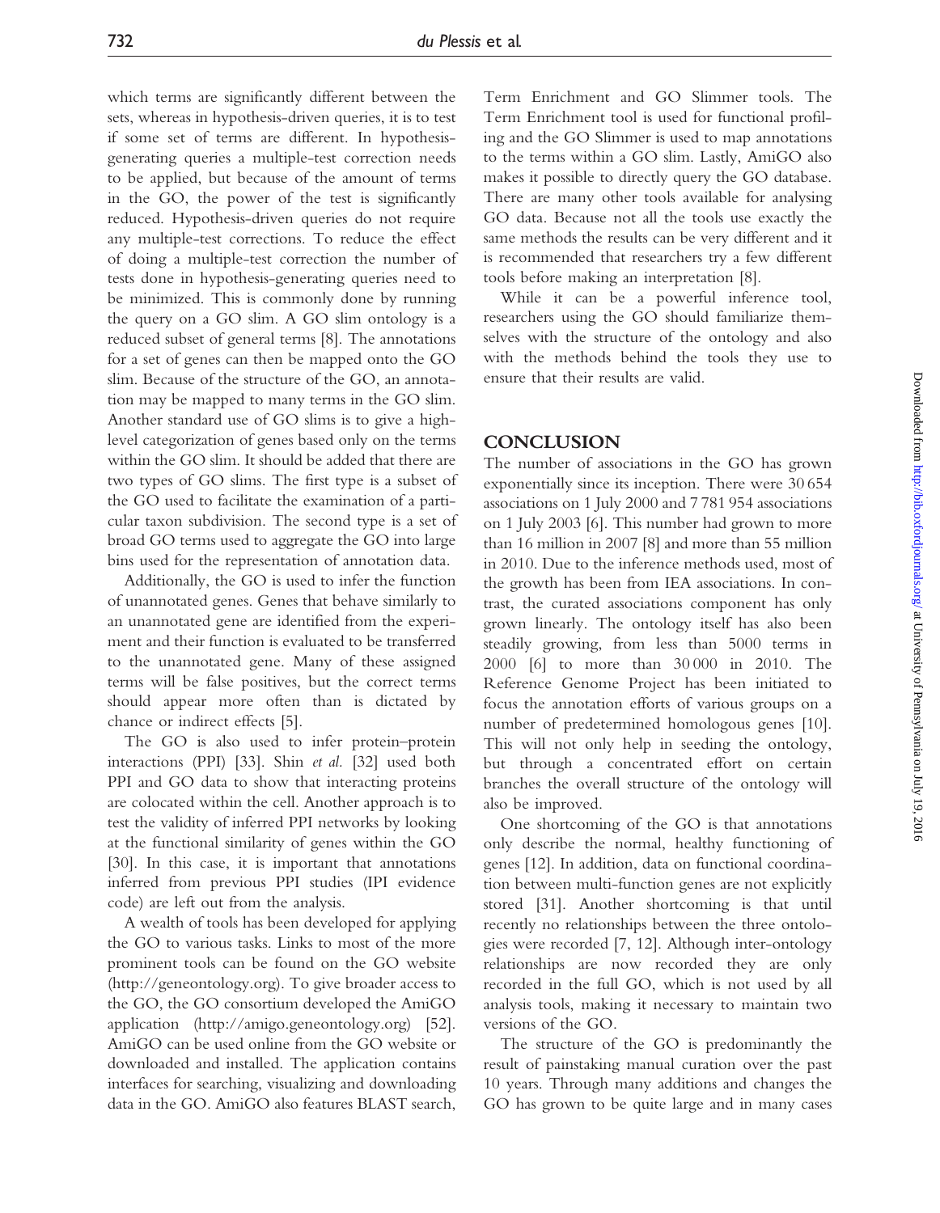which terms are significantly different between the sets, whereas in hypothesis-driven queries, it is to test if some set of terms are different. In hypothesis-generating queries a multiple-test correction needs to be applied, but because of the amount of terms in the GO, the power of the test is significantly reduced. Hypothesis-driven queries do not require any multiple-test corrections. To reduce the effect of doing a multiple-test correction the number of tests done in hypothesis-generating queries need to be minimized. This is commonly done by running the query on a GO slim. A GO slim ontology is a reduced subset of general terms [8]. The annotations for a set of genes can then be mapped onto the GO slim. Because of the structure of the GO, an annotation may be mapped to many terms in the GO slim. Another standard use of GO slims is to give a high-level categorization of genes based only on the terms within the GO slim. It should be added that there are two types of GO slims. The first type is a subset of the GO used to facilitate the examination of a particular taxon subdivision. The second type is a set of broad GO terms used to aggregate the GO into large bins used for the representation of annotation data.

Additionally, the GO is used to infer the function of unannotated genes. Genes that behave similarly to an unannotated gene are identified from the experiment and their function is evaluated to be transferred to the unannotated gene. Many of these assigned terms will be false positives, but the correct terms should appear more often than is dictated by chance or indirect effects [5].

The GO is also used to infer protein–protein interactions (PPI) [33]. Shin *et al.* [32] used both PPI and GO data to show that interacting proteins are colocated within the cell. Another approach is to test the validity of inferred PPI networks by looking at the functional similarity of genes within the GO [30]. In this case, it is important that annotations inferred from previous PPI studies (IPI evidence code) are left out from the analysis.

A wealth of tools has been developed for applying the GO to various tasks. Links to most of the more prominent tools can be found on the GO website (http://geneontology.org). To give broader access to the GO, the GO consortium developed the AmiGO application (http://amigo.geneontology.org) [52]. AmiGO can be used online from the GO website or downloaded and installed. The application contains interfaces for searching, visualizing and downloading data in the GO. AmiGO also features BLAST search, Term Enrichment and GO Slimmer tools. The Term Enrichment tool is used for functional profiling and the GO Slimmer is used to map annotations to the terms within a GO slim. Lastly, AmiGO also makes it possible to directly query the GO database. There are many other tools available for analysing GO data. Because not all the tools use exactly the same methods the results can be very different and it is recommended that researchers try a few different tools before making an interpretation [8].

While it can be a powerful inference tool, researchers using the GO should familiarize themselves with the structure of the ontology and also with the methods behind the tools they use to ensure that their results are valid.

## CONCLUSION

The number of associations in the GO has grown exponentially since its inception. There were 30 654 associations on 1 July 2000 and 7 781 954 associations on 1 July 2003 [6]. This number had grown to more than 16 million in 2007 [8] and more than 55 million in 2010. Due to the inference methods used, most of the growth has been from IEA associations. In contrast, the curated associations component has only grown linearly. The ontology itself has also been steadily growing, from less than 5000 terms in 2000 [6] to more than 30 000 in 2010. The Reference Genome Project has been initiated to focus the annotation efforts of various groups on a number of predetermined homologous genes [10]. This will not only help in seeding the ontology, but through a concentrated effort on certain branches the overall structure of the ontology will also be improved.

One shortcoming of the GO is that annotations only describe the normal, healthy functioning of genes [12]. In addition, data on functional coordination between multi-function genes are not explicitly stored [31]. Another shortcoming is that until recently no relationships between the three ontologies were recorded [7, 12]. Although inter-ontology relationships are now recorded they are only recorded in the full GO, which is not used by all analysis tools, making it necessary to maintain two versions of the GO.

The structure of the GO is predominantly the result of painstaking manual curation over the past 10 years. Through many additions and changes the GO has grown to be quite large and in many cases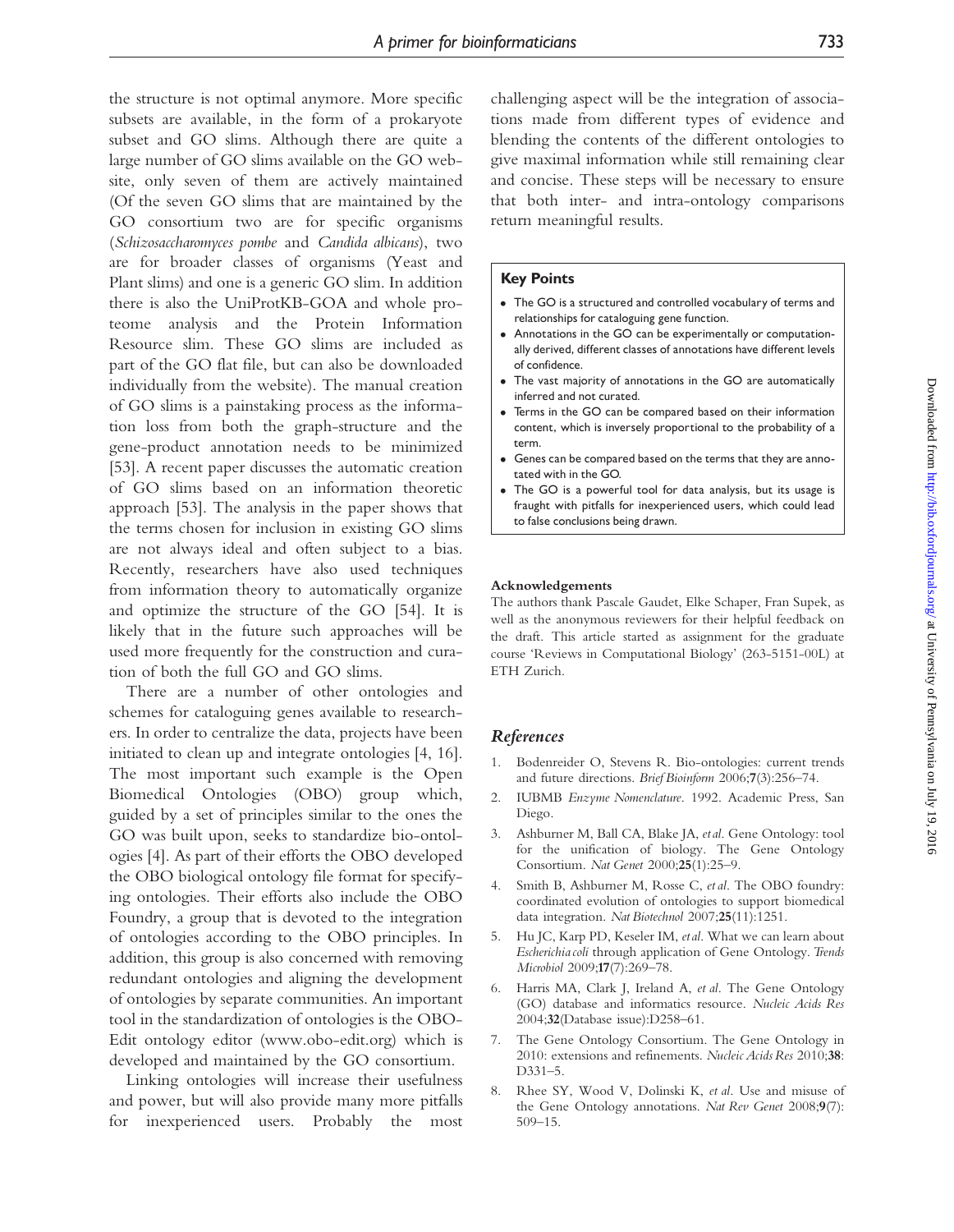the structure is not optimal anymore. More specific subsets are available, in the form of a prokaryote subset and GO slims. Although there are quite a large number of GO slims available on the GO website, only seven of them are actively maintained (Of the seven GO slims that are maintained by the GO consortium two are for specific organisms (*Schizosaccharomyces pombe* and *Candida albicans*), two are for broader classes of organisms (Yeast and Plant slims) and one is a generic GO slim. In addition there is also the UniProtKB-GOA and whole proteome analysis and the Protein Information Resource slim. These GO slims are included as part of the GO flat file, but can also be downloaded individually from the website). The manual creation of GO slims is a painstaking process as the information loss from both the graph-structure and the gene-product annotation needs to be minimized [53]. A recent paper discusses the automatic creation of GO slims based on an information theoretic approach [53]. The analysis in the paper shows that the terms chosen for inclusion in existing GO slims are not always ideal and often subject to a bias. Recently, researchers have also used techniques from information theory to automatically organize and optimize the structure of the GO [54]. It is likely that in the future such approaches will be used more frequently for the construction and curation of both the full GO and GO slims.

There are a number of other ontologies and schemes for cataloguing genes available to researchers. In order to centralize the data, projects have been initiated to clean up and integrate ontologies [4, 16]. The most important such example is the Open Biomedical Ontologies (OBO) group which, guided by a set of principles similar to the ones the GO was built upon, seeks to standardize bio-ontologies [4]. As part of their efforts the OBO developed the OBO biological ontology file format for specifying ontologies. Their efforts also include the OBO Foundry, a group that is devoted to the integration of ontologies according to the OBO principles. In addition, this group is also concerned with removing redundant ontologies and aligning the development of ontologies by separate communities. An important tool in the standardization of ontologies is the OBO-Edit ontology editor (www.obo-edit.org) which is developed and maintained by the GO consortium.

Linking ontologies will increase their usefulness and power, but will also provide many more pitfalls for inexperienced users. Probably the most challenging aspect will be the integration of associations made from different types of evidence and blending the contents of the different ontologies to give maximal information while still remaining clear and concise. These steps will be necessary to ensure that both inter- and intra-ontology comparisons return meaningful results.

### Key Points

- The GO is a structured and controlled vocabulary of terms and relationships for cataloguing gene function.
- Annotations in the GO can be experimentally or computationally derived, different classes of annotations have different levels of confidence.
- The vast majority of annotations in the GO are automatically inferred and not curated.
- Terms in the GO can be compared based on their information content, which is inversely proportional to the probability of a term.
- Genes can be compared based on the terms that they are annotated with in the GO.
- The GO is a powerful tool for data analysis, but its usage is fraught with pitfalls for inexperienced users, which could lead to false conclusions being drawn.

**Acknowledgements**

The authors thank Pascale Gaudet, Elke Schaper, Fran Supek, as well as the anonymous reviewers for their helpful feedback on the draft. This article started as assignment for the graduate course 'Reviews in Computational Biology' (263-5151-00L) at ETH Zurich.

## References

1. Bodenreider O, Stevens R. Bio-ontologies: current trends and future directions. *Brief Bioinform* 2006;**7**(3):256–74.
2. IUBMB *Enzyme Nomenclature*. 1992. Academic Press, San Diego.
3. Ashburner M, Ball CA, Blake JA, *et al*. Gene Ontology: tool for the unification of biology. The Gene Ontology Consortium. *Nat Genet* 2000;**25**(1):25–9.
4. Smith B, Ashburner M, Rosse C, *et al*. The OBO foundry: coordinated evolution of ontologies to support biomedical data integration. *Nat Biotechnol* 2007;**25**(11):1251.
5. Hu JC, Karp PD, Keseler IM, *et al*. What we can learn about *Escherichia coli* through application of Gene Ontology. *Trends Microbiol* 2009;**17**(7):269–78.
6. Harris MA, Clark J, Ireland A, *et al*. The Gene Ontology (GO) database and informatics resource. *Nucleic Acids Res* 2004;**32**(Database issue):D258–61.
7. The Gene Ontology Consortium. The Gene Ontology in 2010: extensions and refinements. *Nucleic Acids Res* 2010;**38**: D331–5.
8. Rhee SY, Wood V, Dolinski K, *et al*. Use and misuse of the Gene Ontology annotations. *Nat Rev Genet* 2008;**9**(7): 509–15.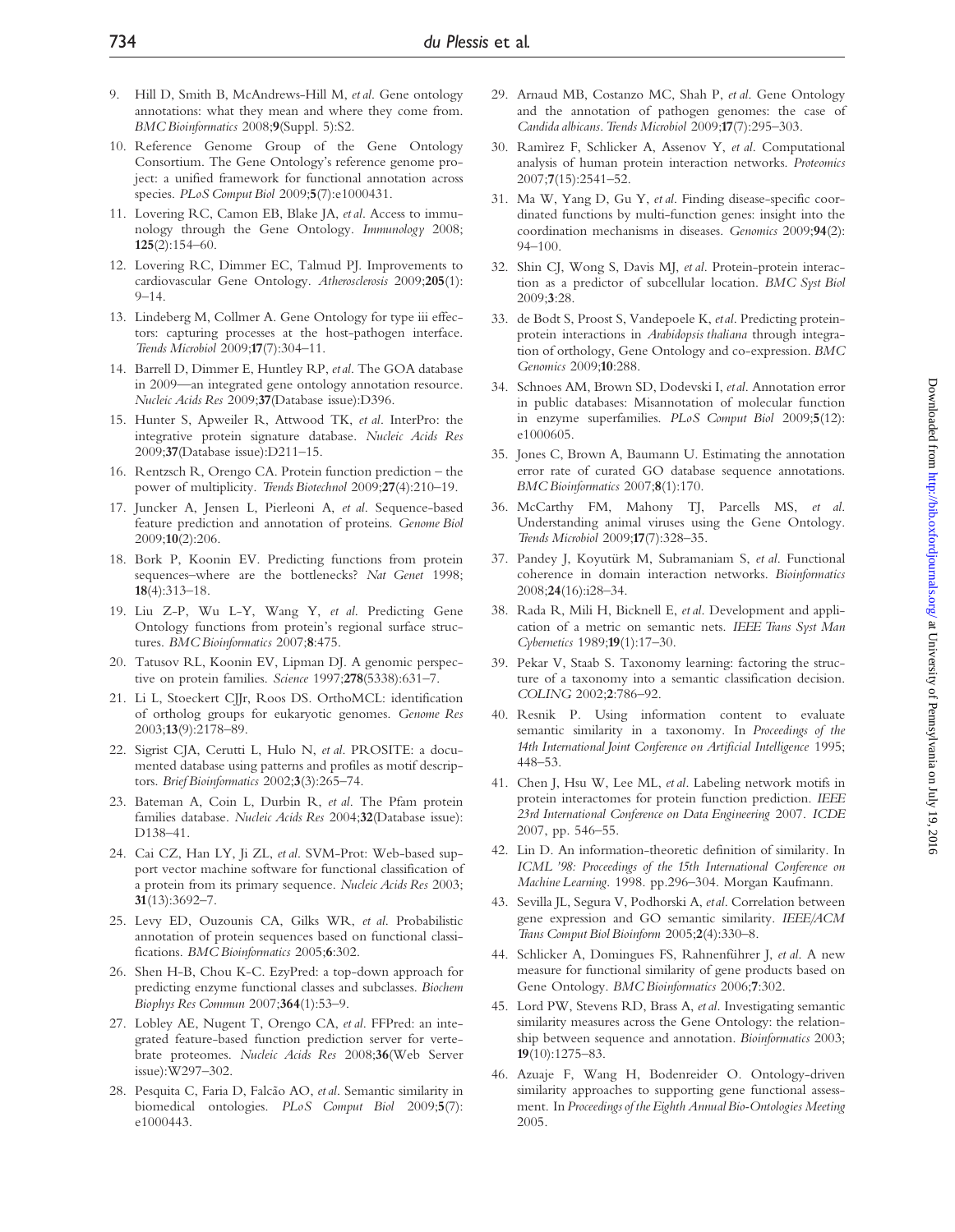9. Hill D, Smith B, McAndrews-Hill M, *et al*. Gene ontology annotations: what they mean and where they come from. *BMC Bioinformatics* 2008;**9**(Suppl. 5):S2.
10. Reference Genome Group of the Gene Ontology Consortium. The Gene Ontology's reference genome project: a unified framework for functional annotation across species. *PLoS Comput Biol* 2009;**5**(7):e1000431.
11. Lovering RC, Camon EB, Blake JA, *et al*. Access to immunology through the Gene Ontology. *Immunology* 2008; **125**(2):154–60.
12. Lovering RC, Dimmer EC, Talmud PJ. Improvements to cardiovascular Gene Ontology. *Atherosclerosis* 2009;**205**(1): 9–14.
13. Lindeberg M, Collmer A. Gene Ontology for type iii effectors: capturing processes at the host-pathogen interface. *Trends Microbiol* 2009;**17**(7):304–11.
14. Barrell D, Dimmer E, Huntley RP, *et al*. The GOA database in 2009—an integrated gene ontology annotation resource. *Nucleic Acids Res* 2009;**37**(Database issue):D396.
15. Hunter S, Apweiler R, Attwood TK, *et al*. InterPro: the integrative protein signature database. *Nucleic Acids Res* 2009;**37**(Database issue):D211–15.
16. Rentzsch R, Orengo CA. Protein function prediction – the power of multiplicity. *Trends Biotechnol* 2009;**27**(4):210–19.
17. Juncker A, Jensen L, Pierleoni A, *et al*. Sequence-based feature prediction and annotation of proteins. *Genome Biol* 2009;**10**(2):206.
18. Bork P, Koonin EV. Predicting functions from protein sequences–where are the bottlenecks? *Nat Genet* 1998; **18**(4):313–18.
19. Liu Z-P, Wu L-Y, Wang Y, *et al*. Predicting Gene Ontology functions from protein's regional surface structures. *BMC Bioinformatics* 2007;**8**:475.
20. Tatusov RL, Koonin EV, Lipman DJ. A genomic perspective on protein families. *Science* 1997;**278**(5338):631–7.
21. Li L, Stoeckert CJJr, Roos DS. OrthoMCL: identification of ortholog groups for eukaryotic genomes. *Genome Res* 2003;**13**(9):2178–89.
22. Sigrist CJA, Cerutti L, Hulo N, *et al*. PROSITE: a documented database using patterns and profiles as motif descriptors. *Brief Bioinformatics* 2002;**3**(3):265–74.
23. Bateman A, Coin L, Durbin R, *et al*. The Pfam protein families database. *Nucleic Acids Res* 2004;**32**(Database issue): D138–41.
24. Cai CZ, Han LY, Ji ZL, *et al*. SVM-Prot: Web-based support vector machine software for functional classification of a protein from its primary sequence. *Nucleic Acids Res* 2003; **31**(13):3692–7.
25. Levy ED, Ouzounis CA, Gilks WR, *et al*. Probabilistic annotation of protein sequences based on functional classifications. *BMC Bioinformatics* 2005;**6**:302.
26. Shen H-B, Chou K-C. EzyPred: a top-down approach for predicting enzyme functional classes and subclasses. *Biochem Biophys Res Commun* 2007;**364**(1):53–9.
27. Lobley AE, Nugent T, Orengo CA, *et al*. FFPred: an integrated feature-based function prediction server for vertebrate proteomes. *Nucleic Acids Res* 2008;**36**(Web Server issue):W297–302.
28. Pesquita C, Faria D, Falcão AO, *et al*. Semantic similarity in biomedical ontologies. *PLoS Comput Biol* 2009;**5**(7): e1000443.
29. Arnaud MB, Costanzo MC, Shah P, *et al*. Gene Ontology and the annotation of pathogen genomes: the case of *Candida albicans*. *Trends Microbiol* 2009;**17**(7):295–303.
30. Ramìrez F, Schlicker A, Assenov Y, *et al*. Computational analysis of human protein interaction networks. *Proteomics* 2007;**7**(15):2541–52.
31. Ma W, Yang D, Gu Y, *et al*. Finding disease-specific coordinated functions by multi-function genes: insight into the coordination mechanisms in diseases. *Genomics* 2009;**94**(2): 94–100.
32. Shin CJ, Wong S, Davis MJ, *et al*. Protein-protein interaction as a predictor of subcellular location. *BMC Syst Biol* 2009;**3**:28.
33. de Bodt S, Proost S, Vandepoele K, *et al*. Predicting protein-protein interactions in *Arabidopsis thaliana* through integration of orthology, Gene Ontology and co-expression. *BMC Genomics* 2009;**10**:288.
34. Schnoes AM, Brown SD, Dodevski I, *et al*. Annotation error in public databases: Misannotation of molecular function in enzyme superfamilies. *PLoS Comput Biol* 2009;**5**(12): e1000605.
35. Jones C, Brown A, Baumann U. Estimating the annotation error rate of curated GO database sequence annotations. *BMC Bioinformatics* 2007;**8**(1):170.
36. McCarthy FM, Mahony TJ, Parcells MS, *et al*. Understanding animal viruses using the Gene Ontology. *Trends Microbiol* 2009;**17**(7):328–35.
37. Pandey J, Koyutürk M, Subramaniam S, *et al*. Functional coherence in domain interaction networks. *Bioinformatics* 2008;**24**(16):i28–34.
38. Rada R, Mili H, Bicknell E, *et al*. Development and application of a metric on semantic nets. *IEEE Trans Syst Man Cybernetics* 1989;**19**(1):17–30.
39. Pekar V, Staab S. Taxonomy learning: factoring the structure of a taxonomy into a semantic classification decision. *COLING* 2002;**2**:786–92.
40. Resnik P. Using information content to evaluate semantic similarity in a taxonomy. In *Proceedings of the 14th International Joint Conference on Artificial Intelligence* 1995; 448–53.
41. Chen J, Hsu W, Lee ML, *et al*. Labeling network motifs in protein interactomes for protein function prediction. *IEEE 23rd International Conference on Data Engineering* 2007. *ICDE* 2007, pp. 546–55.
42. Lin D. An information-theoretic definition of similarity. In *ICML '98: Proceedings of the 15th International Conference on Machine Learning*. 1998. pp.296–304. Morgan Kaufmann.
43. Sevilla JL, Segura V, Podhorski A, *et al*. Correlation between gene expression and GO semantic similarity. *IEEE/ACM Trans Comput Biol Bioinform* 2005;**2**(4):330–8.
44. Schlicker A, Domingues FS, Rahnenführer J, *et al*. A new measure for functional similarity of gene products based on Gene Ontology. *BMC Bioinformatics* 2006;**7**:302.
45. Lord PW, Stevens RD, Brass A, *et al*. Investigating semantic similarity measures across the Gene Ontology: the relationship between sequence and annotation. *Bioinformatics* 2003; **19**(10):1275–83.
46. Azuaje F, Wang H, Bodenreider O. Ontology-driven similarity approaches to supporting gene functional assessment. In *Proceedings of the Eighth Annual Bio-Ontologies Meeting* 2005.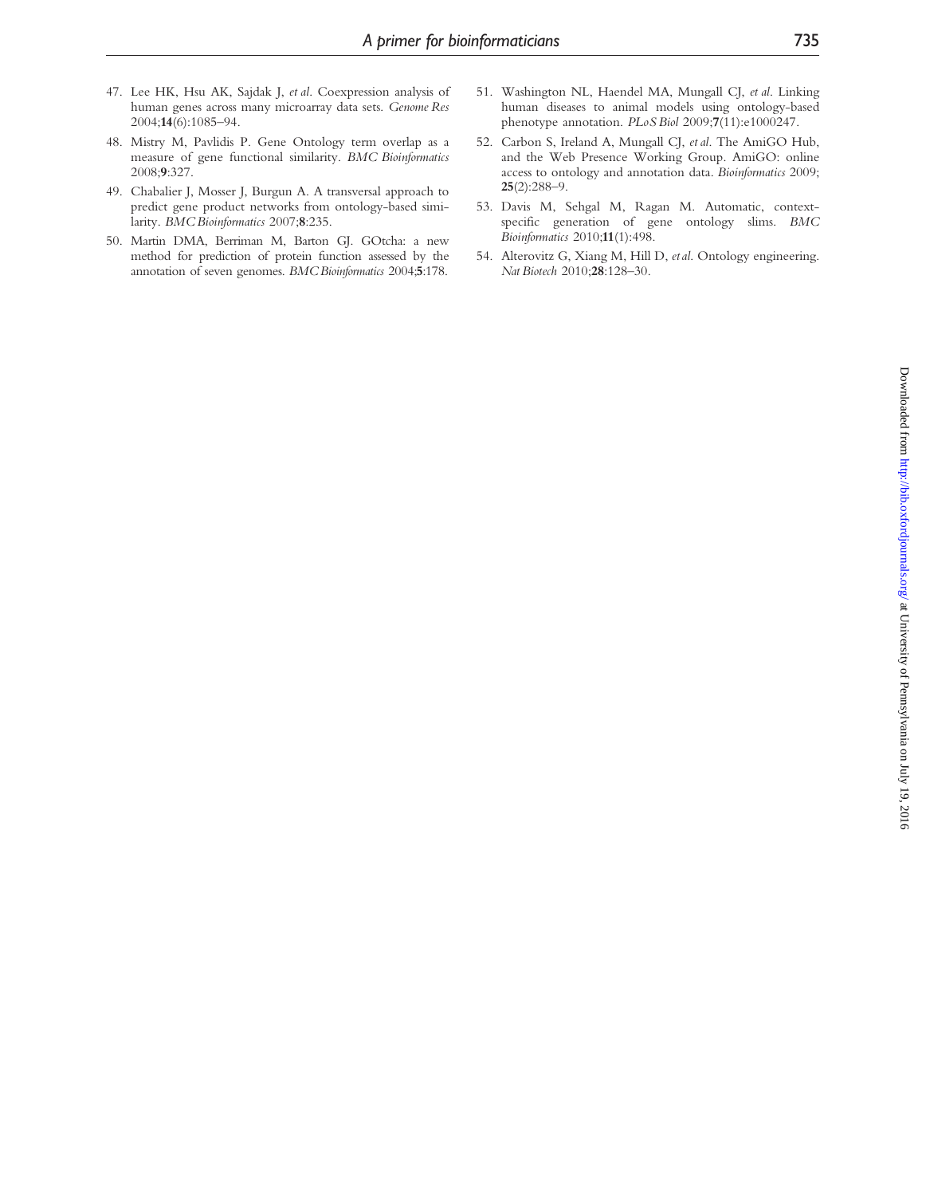47. Lee HK, Hsu AK, Sajdak J, *et al*. Coexpression analysis of human genes across many microarray data sets. *Genome Res* 2004;**14**(6):1085–94.
48. Mistry M, Pavlidis P. Gene Ontology term overlap as a measure of gene functional similarity. *BMC Bioinformatics* 2008;**9**:327.
49. Chabalier J, Mosser J, Burgun A. A transversal approach to predict gene product networks from ontology-based similarity. *BMC Bioinformatics* 2007;**8**:235.
50. Martin DMA, Berriman M, Barton GJ. GOtcha: a new method for prediction of protein function assessed by the annotation of seven genomes. *BMC Bioinformatics* 2004;**5**:178.
51. Washington NL, Haendel MA, Mungall CJ, *et al*. Linking human diseases to animal models using ontology-based phenotype annotation. *PLoS Biol* 2009;**7**(11):e1000247.
52. Carbon S, Ireland A, Mungall CJ, *et al*. The AmiGO Hub, and the Web Presence Working Group. AmiGO: online access to ontology and annotation data. *Bioinformatics* 2009; **25**(2):288–9.
53. Davis M, Sehgal M, Ragan M. Automatic, context-specific generation of gene ontology slims. *BMC Bioinformatics* 2010;**11**(1):498.
54. Alterovitz G, Xiang M, Hill D, *et al*. Ontology engineering. *Nat Biotech* 2010;**28**:128–30.